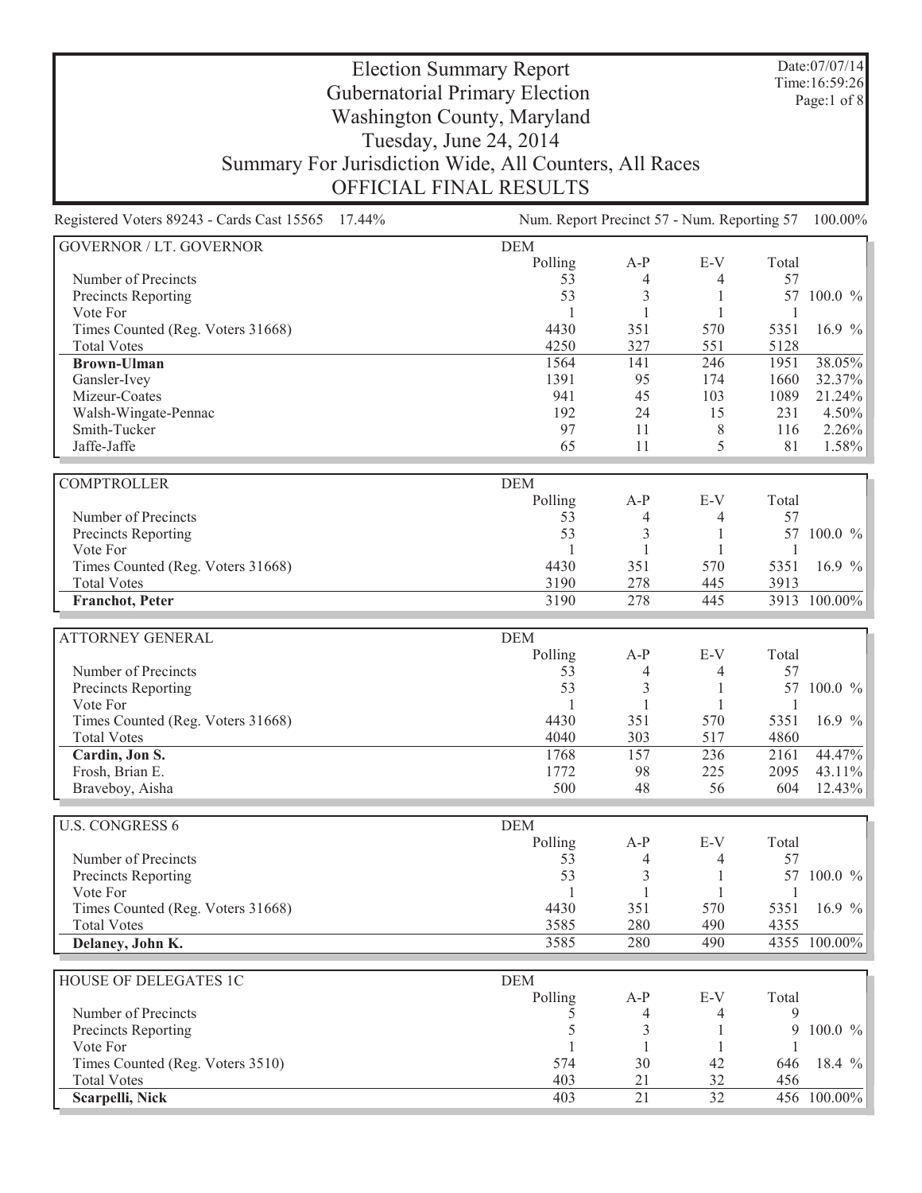# Election Summary Report

## Gubernatorial Primary Election

## Washington County, Maryland

## Tuesday, June 24, 2014

## Summary For Jurisdiction Wide, All Counters, All Races

## OFFICIAL FINAL RESULTS

Date:07/07/14
Time:16:59:26

Registered Voters 89243 - Cards Cast 15565 17.44%

Num. Report Precinct 57 - Num. Reporting 57 100.00%

| GOVERNOR / LT. GOVERNOR | DEM | | | | |
|---|---|---|---|---|---|
| | Polling | A-P | E-V | Total | |
| Number of Precincts | 53 | 4 | 4 | 57 | |
| Precincts Reporting | 53 | 3 | 1 | 57 | 100.0 % |
| Vote For | 1 | 1 | 1 | 1 | |
| Times Counted (Reg. Voters 31668) | 4430 | 351 | 570 | 5351 | 16.9 % |
| Total Votes | 4250 | 327 | 551 | 5128 | |
| **Brown-Ulman** | 1564 | 141 | 246 | 1951 | 38.05% |
| Gansler-Ivey | 1391 | 95 | 174 | 1660 | 32.37% |
| Mizeur-Coates | 941 | 45 | 103 | 1089 | 21.24% |
| Walsh-Wingate-Pennac | 192 | 24 | 15 | 231 | 4.50% |
| Smith-Tucker | 97 | 11 | 8 | 116 | 2.26% |
| Jaffe-Jaffe | 65 | 11 | 5 | 81 | 1.58% |

| COMPTROLLER | DEM | | | | |
|---|---|---|---|---|---|
| | Polling | A-P | E-V | Total | |
| Number of Precincts | 53 | 4 | 4 | 57 | |
| Precincts Reporting | 53 | 3 | 1 | 57 | 100.0 % |
| Vote For | 1 | 1 | 1 | 1 | |
| Times Counted (Reg. Voters 31668) | 4430 | 351 | 570 | 5351 | 16.9 % |
| Total Votes | 3190 | 278 | 445 | 3913 | |
| **Franchot, Peter** | 3190 | 278 | 445 | 3913 | 100.00% |

| ATTORNEY GENERAL | DEM | | | | |
|---|---|---|---|---|---|
| | Polling | A-P | E-V | Total | |
| Number of Precincts | 53 | 4 | 4 | 57 | |
| Precincts Reporting | 53 | 3 | 1 | 57 | 100.0 % |
| Vote For | 1 | 1 | 1 | 1 | |
| Times Counted (Reg. Voters 31668) | 4430 | 351 | 570 | 5351 | 16.9 % |
| Total Votes | 4040 | 303 | 517 | 4860 | |
| **Cardin, Jon S.** | 1768 | 157 | 236 | 2161 | 44.47% |
| Frosh, Brian E. | 1772 | 98 | 225 | 2095 | 43.11% |
| Braveboy, Aisha | 500 | 48 | 56 | 604 | 12.43% |

| U.S. CONGRESS 6 | DEM | | | | |
|---|---|---|---|---|---|
| | Polling | A-P | E-V | Total | |
| Number of Precincts | 53 | 4 | 4 | 57 | |
| Precincts Reporting | 53 | 3 | 1 | 57 | 100.0 % |
| Vote For | 1 | 1 | 1 | 1 | |
| Times Counted (Reg. Voters 31668) | 4430 | 351 | 570 | 5351 | 16.9 % |
| Total Votes | 3585 | 280 | 490 | 4355 | |
| **Delaney, John K.** | 3585 | 280 | 490 | 4355 | 100.00% |

| HOUSE OF DELEGATES 1C | DEM | | | | |
|---|---|---|---|---|---|
| | Polling | A-P | E-V | Total | |
| Number of Precincts | 5 | 4 | 4 | 9 | |
| Precincts Reporting | 5 | 3 | 1 | 9 | 100.0 % |
| Vote For | 1 | 1 | 1 | 1 | |
| Times Counted (Reg. Voters 3510) | 574 | 30 | 42 | 646 | 18.4 % |
| Total Votes | 403 | 21 | 32 | 456 | |
| **Scarpelli, Nick** | 403 | 21 | 32 | 456 | 100.00% |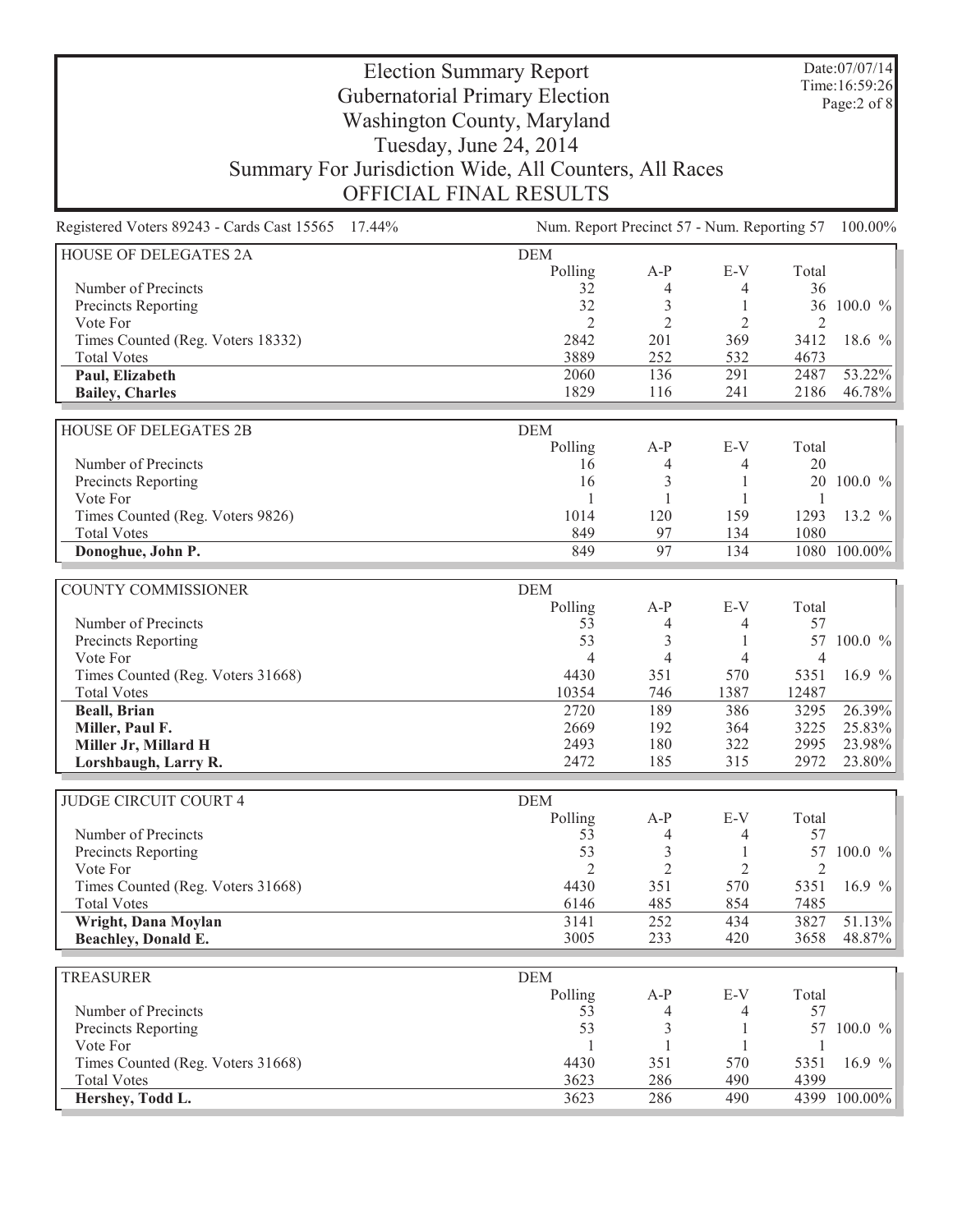# Election Summary Report
## Gubernatorial Primary Election
## Washington County, Maryland
## Tuesday, June 24, 2014
## Summary For Jurisdiction Wide, All Counters, All Races
## OFFICIAL FINAL RESULTS

Date:07/07/14
Time:16:59:26

Registered Voters 89243 - Cards Cast 15565 17.44%    Num. Report Precinct 57 - Num. Reporting 57 100.00%

| HOUSE OF DELEGATES 2A | DEM | | | | |
|---|---|---|---|---|---|
| | Polling | A-P | E-V | Total | |
| Number of Precincts | 32 | 4 | 4 | 36 | |
| Precincts Reporting | 32 | 3 | 1 | 36 | 100.0 % |
| Vote For | 2 | 2 | 2 | 2 | |
| Times Counted (Reg. Voters 18332) | 2842 | 201 | 369 | 3412 | 18.6 % |
| Total Votes | 3889 | 252 | 532 | 4673 | |
| **Paul, Elizabeth** | 2060 | 136 | 291 | 2487 | 53.22% |
| **Bailey, Charles** | 1829 | 116 | 241 | 2186 | 46.78% |

| HOUSE OF DELEGATES 2B | DEM | | | | |
|---|---|---|---|---|---|
| | Polling | A-P | E-V | Total | |
| Number of Precincts | 16 | 4 | 4 | 20 | |
| Precincts Reporting | 16 | 3 | 1 | 20 | 100.0 % |
| Vote For | 1 | 1 | 1 | 1 | |
| Times Counted (Reg. Voters 9826) | 1014 | 120 | 159 | 1293 | 13.2 % |
| Total Votes | 849 | 97 | 134 | 1080 | |
| **Donoghue, John P.** | 849 | 97 | 134 | 1080 | 100.00% |

| COUNTY COMMISSIONER | DEM | | | | |
|---|---|---|---|---|---|
| | Polling | A-P | E-V | Total | |
| Number of Precincts | 53 | 4 | 4 | 57 | |
| Precincts Reporting | 53 | 3 | 1 | 57 | 100.0 % |
| Vote For | 4 | 4 | 4 | 4 | |
| Times Counted (Reg. Voters 31668) | 4430 | 351 | 570 | 5351 | 16.9 % |
| Total Votes | 10354 | 746 | 1387 | 12487 | |
| **Beall, Brian** | 2720 | 189 | 386 | 3295 | 26.39% |
| **Miller, Paul F.** | 2669 | 192 | 364 | 3225 | 25.83% |
| **Miller Jr, Millard H** | 2493 | 180 | 322 | 2995 | 23.98% |
| **Lorshbaugh, Larry R.** | 2472 | 185 | 315 | 2972 | 23.80% |

| JUDGE CIRCUIT COURT 4 | DEM | | | | |
|---|---|---|---|---|---|
| | Polling | A-P | E-V | Total | |
| Number of Precincts | 53 | 4 | 4 | 57 | |
| Precincts Reporting | 53 | 3 | 1 | 57 | 100.0 % |
| Vote For | 2 | 2 | 2 | 2 | |
| Times Counted (Reg. Voters 31668) | 4430 | 351 | 570 | 5351 | 16.9 % |
| Total Votes | 6146 | 485 | 854 | 7485 | |
| **Wright, Dana Moylan** | 3141 | 252 | 434 | 3827 | 51.13% |
| **Beachley, Donald E.** | 3005 | 233 | 420 | 3658 | 48.87% |

| TREASURER | DEM | | | | |
|---|---|---|---|---|---|
| | Polling | A-P | E-V | Total | |
| Number of Precincts | 53 | 4 | 4 | 57 | |
| Precincts Reporting | 53 | 3 | 1 | 57 | 100.0 % |
| Vote For | 1 | 1 | 1 | 1 | |
| Times Counted (Reg. Voters 31668) | 4430 | 351 | 570 | 5351 | 16.9 % |
| Total Votes | 3623 | 286 | 490 | 4399 | |
| **Hershey, Todd L.** | 3623 | 286 | 490 | 4399 | 100.00% |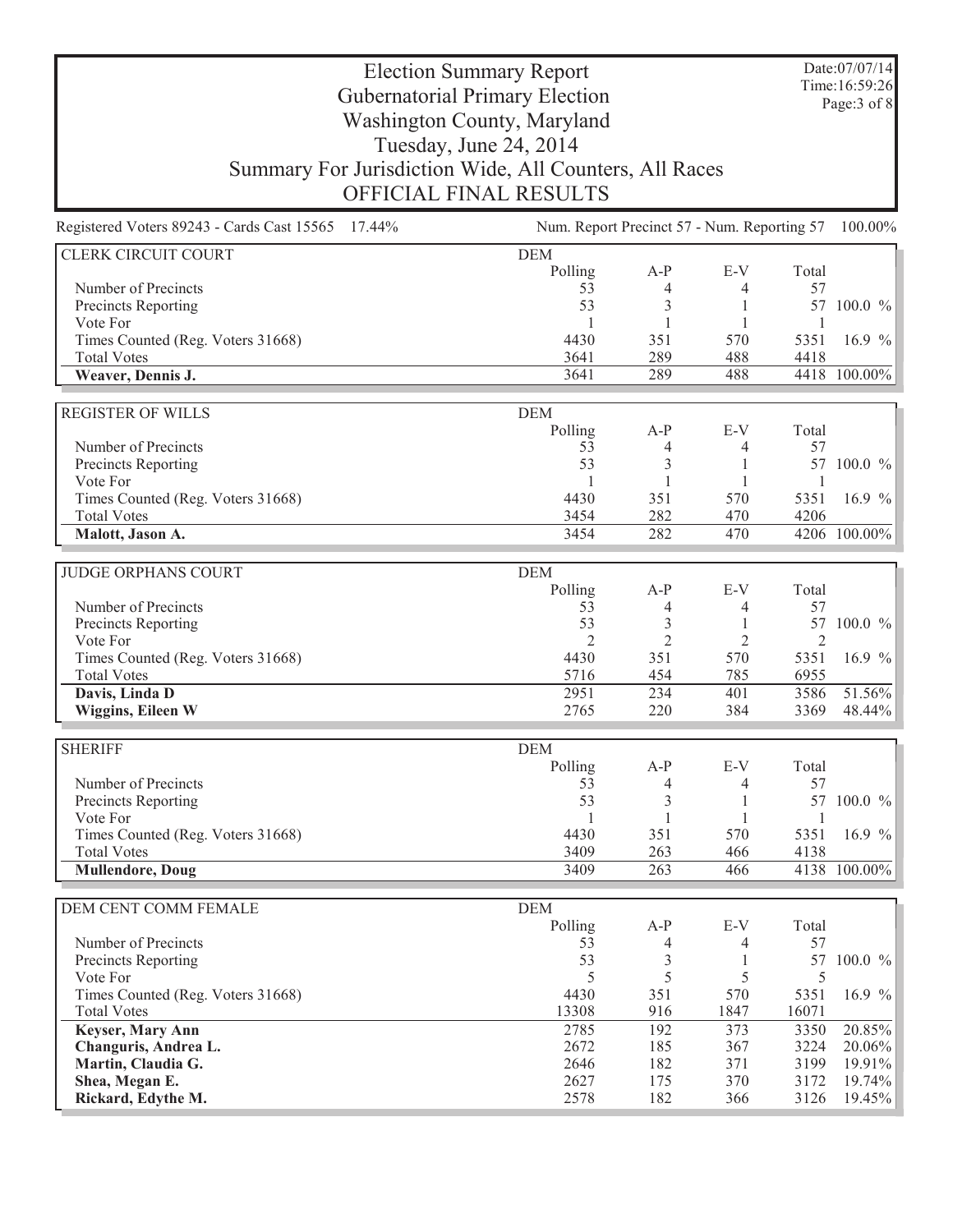# Election Summary Report
## Gubernatorial Primary Election
## Washington County, Maryland
## Tuesday, June 24, 2014
## Summary For Jurisdiction Wide, All Counters, All Races
## OFFICIAL FINAL RESULTS

Date:07/07/14
Time:16:59:26

Registered Voters 89243 - Cards Cast 15565 17.44% | Num. Report Precinct 57 - Num. Reporting 57 100.00%

| CLERK CIRCUIT COURT | DEM | | | | |
|---|---|---|---|---|---|
| | Polling | A-P | E-V | Total | |
| Number of Precincts | 53 | 4 | 4 | 57 | |
| Precincts Reporting | 53 | 3 | 1 | 57 | 100.0 % |
| Vote For | 1 | 1 | 1 | 1 | |
| Times Counted (Reg. Voters 31668) | 4430 | 351 | 570 | 5351 | 16.9 % |
| Total Votes | 3641 | 289 | 488 | 4418 | |
| **Weaver, Dennis J.** | 3641 | 289 | 488 | 4418 | 100.00% |

| REGISTER OF WILLS | DEM | | | | |
|---|---|---|---|---|---|
| | Polling | A-P | E-V | Total | |
| Number of Precincts | 53 | 4 | 4 | 57 | |
| Precincts Reporting | 53 | 3 | 1 | 57 | 100.0 % |
| Vote For | 1 | 1 | 1 | 1 | |
| Times Counted (Reg. Voters 31668) | 4430 | 351 | 570 | 5351 | 16.9 % |
| Total Votes | 3454 | 282 | 470 | 4206 | |
| **Malott, Jason A.** | 3454 | 282 | 470 | 4206 | 100.00% |

| JUDGE ORPHANS COURT | DEM | | | | |
|---|---|---|---|---|---|
| | Polling | A-P | E-V | Total | |
| Number of Precincts | 53 | 4 | 4 | 57 | |
| Precincts Reporting | 53 | 3 | 1 | 57 | 100.0 % |
| Vote For | 2 | 2 | 2 | 2 | |
| Times Counted (Reg. Voters 31668) | 4430 | 351 | 570 | 5351 | 16.9 % |
| Total Votes | 5716 | 454 | 785 | 6955 | |
| **Davis, Linda D** | 2951 | 234 | 401 | 3586 | 51.56% |
| **Wiggins, Eileen W** | 2765 | 220 | 384 | 3369 | 48.44% |

| SHERIFF | DEM | | | | |
|---|---|---|---|---|---|
| | Polling | A-P | E-V | Total | |
| Number of Precincts | 53 | 4 | 4 | 57 | |
| Precincts Reporting | 53 | 3 | 1 | 57 | 100.0 % |
| Vote For | 1 | 1 | 1 | 1 | |
| Times Counted (Reg. Voters 31668) | 4430 | 351 | 570 | 5351 | 16.9 % |
| Total Votes | 3409 | 263 | 466 | 4138 | |
| **Mullendore, Doug** | 3409 | 263 | 466 | 4138 | 100.00% |

| DEM CENT COMM FEMALE | DEM | | | | |
|---|---|---|---|---|---|
| | Polling | A-P | E-V | Total | |
| Number of Precincts | 53 | 4 | 4 | 57 | |
| Precincts Reporting | 53 | 3 | 1 | 57 | 100.0 % |
| Vote For | 5 | 5 | 5 | 5 | |
| Times Counted (Reg. Voters 31668) | 4430 | 351 | 570 | 5351 | 16.9 % |
| Total Votes | 13308 | 916 | 1847 | 16071 | |
| **Keyser, Mary Ann** | 2785 | 192 | 373 | 3350 | 20.85% |
| **Changuris, Andrea L.** | 2672 | 185 | 367 | 3224 | 20.06% |
| **Martin, Claudia G.** | 2646 | 182 | 371 | 3199 | 19.91% |
| **Shea, Megan E.** | 2627 | 175 | 370 | 3172 | 19.74% |
| **Rickard, Edythe M.** | 2578 | 182 | 366 | 3126 | 19.45% |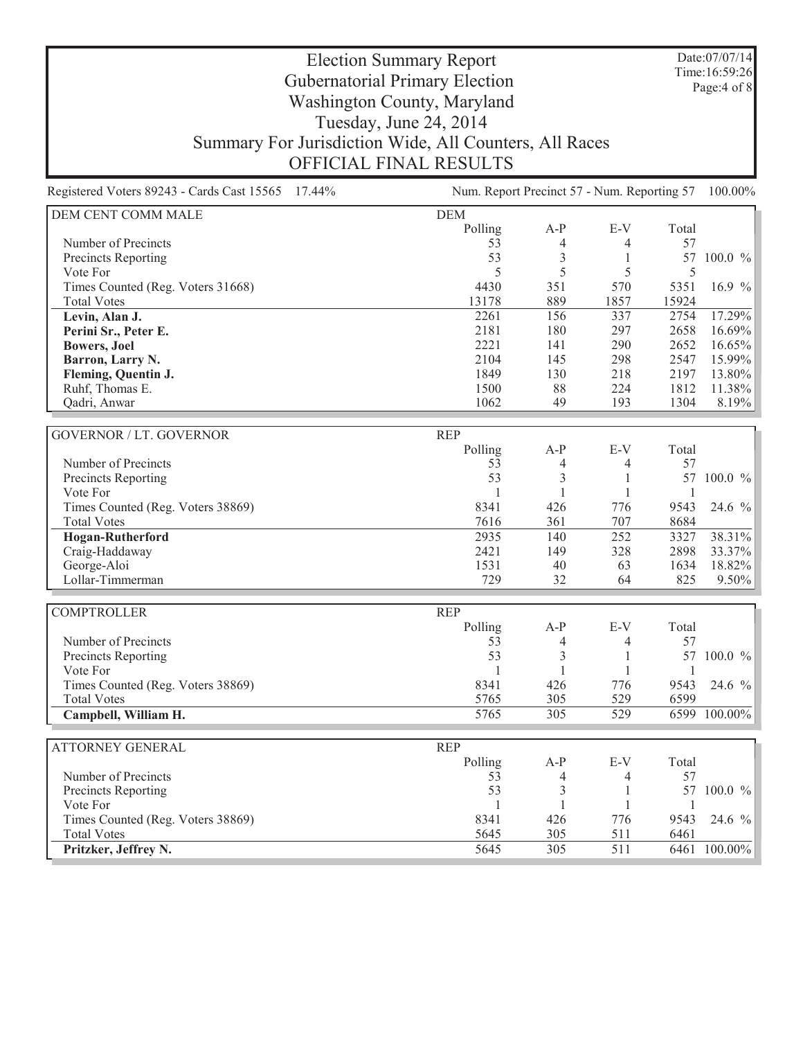# Election Summary Report
## Gubernatorial Primary Election
## Washington County, Maryland
## Tuesday, June 24, 2014
## Summary For Jurisdiction Wide, All Counters, All Races
## OFFICIAL FINAL RESULTS

Date:07/07/14
Time:16:59:26

Registered Voters 89243 - Cards Cast 15565 17.44%    Num. Report Precinct 57 - Num. Reporting 57 100.00%

| DEM CENT COMM MALE | DEM | | | | |
|---|---|---|---|---|---|
| | Polling | A-P | E-V | Total | |
| Number of Precincts | 53 | 4 | 4 | 57 | |
| Precincts Reporting | 53 | 3 | 1 | 57 | 100.0 % |
| Vote For | 5 | 5 | 5 | 5 | |
| Times Counted (Reg. Voters 31668) | 4430 | 351 | 570 | 5351 | 16.9 % |
| Total Votes | 13178 | 889 | 1857 | 15924 | |
| **Levin, Alan J.** | 2261 | 156 | 337 | 2754 | 17.29% |
| **Perini Sr., Peter E.** | 2181 | 180 | 297 | 2658 | 16.69% |
| **Bowers, Joel** | 2221 | 141 | 290 | 2652 | 16.65% |
| **Barron, Larry N.** | 2104 | 145 | 298 | 2547 | 15.99% |
| **Fleming, Quentin J.** | 1849 | 130 | 218 | 2197 | 13.80% |
| Ruhf, Thomas E. | 1500 | 88 | 224 | 1812 | 11.38% |
| Qadri, Anwar | 1062 | 49 | 193 | 1304 | 8.19% |

| GOVERNOR / LT. GOVERNOR | REP | | | | |
|---|---|---|---|---|---|
| | Polling | A-P | E-V | Total | |
| Number of Precincts | 53 | 4 | 4 | 57 | |
| Precincts Reporting | 53 | 3 | 1 | 57 | 100.0 % |
| Vote For | 1 | 1 | 1 | 1 | |
| Times Counted (Reg. Voters 38869) | 8341 | 426 | 776 | 9543 | 24.6 % |
| Total Votes | 7616 | 361 | 707 | 8684 | |
| **Hogan-Rutherford** | 2935 | 140 | 252 | 3327 | 38.31% |
| Craig-Haddaway | 2421 | 149 | 328 | 2898 | 33.37% |
| George-Aloi | 1531 | 40 | 63 | 1634 | 18.82% |
| Lollar-Timmerman | 729 | 32 | 64 | 825 | 9.50% |

| COMPTROLLER | REP | | | | |
|---|---|---|---|---|---|
| | Polling | A-P | E-V | Total | |
| Number of Precincts | 53 | 4 | 4 | 57 | |
| Precincts Reporting | 53 | 3 | 1 | 57 | 100.0 % |
| Vote For | 1 | 1 | 1 | 1 | |
| Times Counted (Reg. Voters 38869) | 8341 | 426 | 776 | 9543 | 24.6 % |
| Total Votes | 5765 | 305 | 529 | 6599 | |
| **Campbell, William H.** | 5765 | 305 | 529 | 6599 | 100.00% |

| ATTORNEY GENERAL | REP | | | | |
|---|---|---|---|---|---|
| | Polling | A-P | E-V | Total | |
| Number of Precincts | 53 | 4 | 4 | 57 | |
| Precincts Reporting | 53 | 3 | 1 | 57 | 100.0 % |
| Vote For | 1 | 1 | 1 | 1 | |
| Times Counted (Reg. Voters 38869) | 8341 | 426 | 776 | 9543 | 24.6 % |
| Total Votes | 5645 | 305 | 511 | 6461 | |
| **Pritzker, Jeffrey N.** | 5645 | 305 | 511 | 6461 | 100.00% |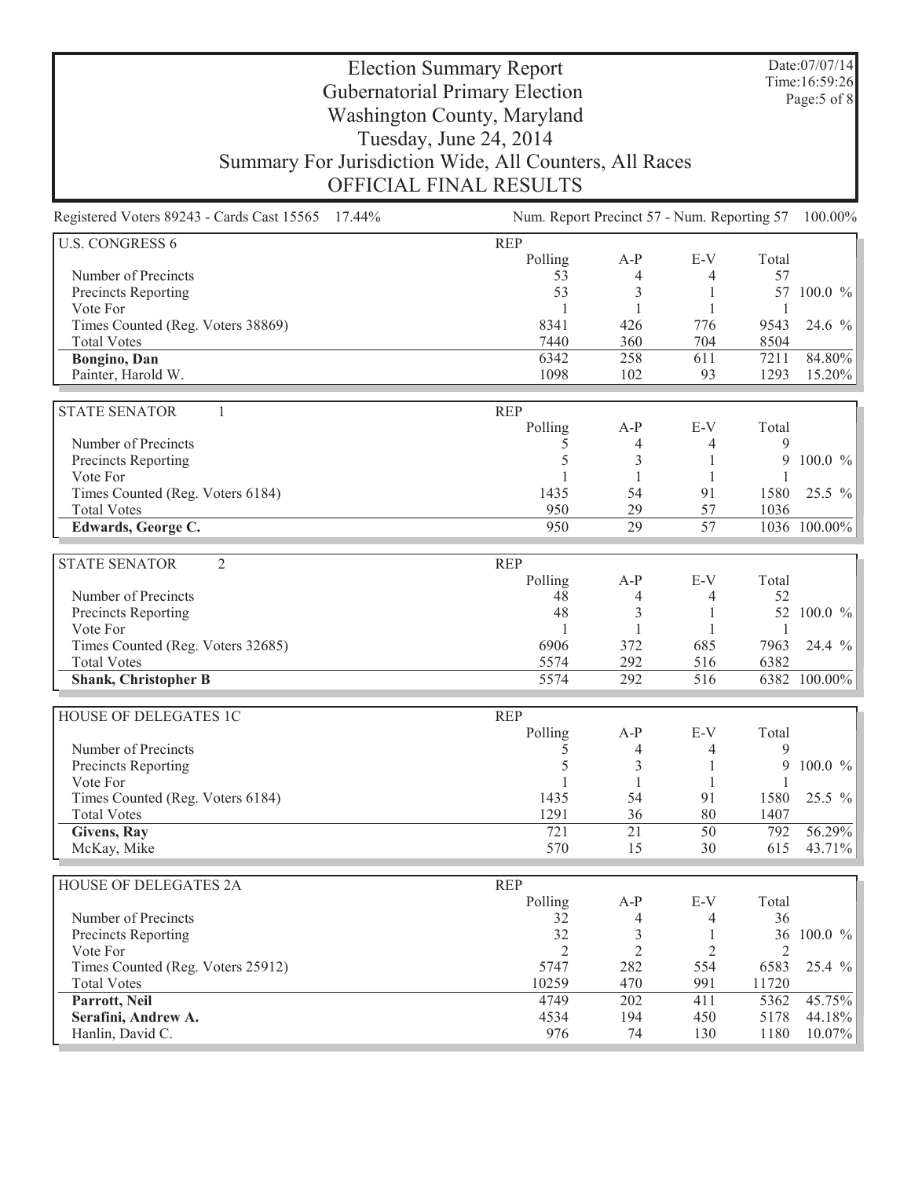# Election Summary Report
## Gubernatorial Primary Election
## Washington County, Maryland
## Tuesday, June 24, 2014
## Summary For Jurisdiction Wide, All Counters, All Races
## OFFICIAL FINAL RESULTS

Date:07/07/14
Time:16:59:26

Registered Voters 89243 - Cards Cast 15565 17.44% Num. Report Precinct 57 - Num. Reporting 57 100.00%

| U.S. CONGRESS 6 | REP | | | | |
|---|---|---|---|---|---|
| | Polling | A-P | E-V | Total | |
| Number of Precincts | 53 | 4 | 4 | 57 | |
| Precincts Reporting | 53 | 3 | 1 | 57 | 100.0 % |
| Vote For | 1 | 1 | 1 | 1 | |
| Times Counted (Reg. Voters 38869) | 8341 | 426 | 776 | 9543 | 24.6 % |
| Total Votes | 7440 | 360 | 704 | 8504 | |
| **Bongino, Dan** | 6342 | 258 | 611 | 7211 | 84.80% |
| Painter, Harold W. | 1098 | 102 | 93 | 1293 | 15.20% |

| STATE SENATOR 1 | REP | | | | |
|---|---|---|---|---|---|
| | Polling | A-P | E-V | Total | |
| Number of Precincts | 5 | 4 | 4 | 9 | |
| Precincts Reporting | 5 | 3 | 1 | 9 | 100.0 % |
| Vote For | 1 | 1 | 1 | 1 | |
| Times Counted (Reg. Voters 6184) | 1435 | 54 | 91 | 1580 | 25.5 % |
| Total Votes | 950 | 29 | 57 | 1036 | |
| **Edwards, George C.** | 950 | 29 | 57 | 1036 | 100.00% |

| STATE SENATOR 2 | REP | | | | |
|---|---|---|---|---|---|
| | Polling | A-P | E-V | Total | |
| Number of Precincts | 48 | 4 | 4 | 52 | |
| Precincts Reporting | 48 | 3 | 1 | 52 | 100.0 % |
| Vote For | 1 | 1 | 1 | 1 | |
| Times Counted (Reg. Voters 32685) | 6906 | 372 | 685 | 7963 | 24.4 % |
| Total Votes | 5574 | 292 | 516 | 6382 | |
| **Shank, Christopher B** | 5574 | 292 | 516 | 6382 | 100.00% |

| HOUSE OF DELEGATES 1C | REP | | | | |
|---|---|---|---|---|---|
| | Polling | A-P | E-V | Total | |
| Number of Precincts | 5 | 4 | 4 | 9 | |
| Precincts Reporting | 5 | 3 | 1 | 9 | 100.0 % |
| Vote For | 1 | 1 | 1 | 1 | |
| Times Counted (Reg. Voters 6184) | 1435 | 54 | 91 | 1580 | 25.5 % |
| Total Votes | 1291 | 36 | 80 | 1407 | |
| **Givens, Ray** | 721 | 21 | 50 | 792 | 56.29% |
| McKay, Mike | 570 | 15 | 30 | 615 | 43.71% |

| HOUSE OF DELEGATES 2A | REP | | | | |
|---|---|---|---|---|---|
| | Polling | A-P | E-V | Total | |
| Number of Precincts | 32 | 4 | 4 | 36 | |
| Precincts Reporting | 32 | 3 | 1 | 36 | 100.0 % |
| Vote For | 2 | 2 | 2 | 2 | |
| Times Counted (Reg. Voters 25912) | 5747 | 282 | 554 | 6583 | 25.4 % |
| Total Votes | 10259 | 470 | 991 | 11720 | |
| **Parrott, Neil** | 4749 | 202 | 411 | 5362 | 45.75% |
| **Serafini, Andrew A.** | 4534 | 194 | 450 | 5178 | 44.18% |
| Hanlin, David C. | 976 | 74 | 130 | 1180 | 10.07% |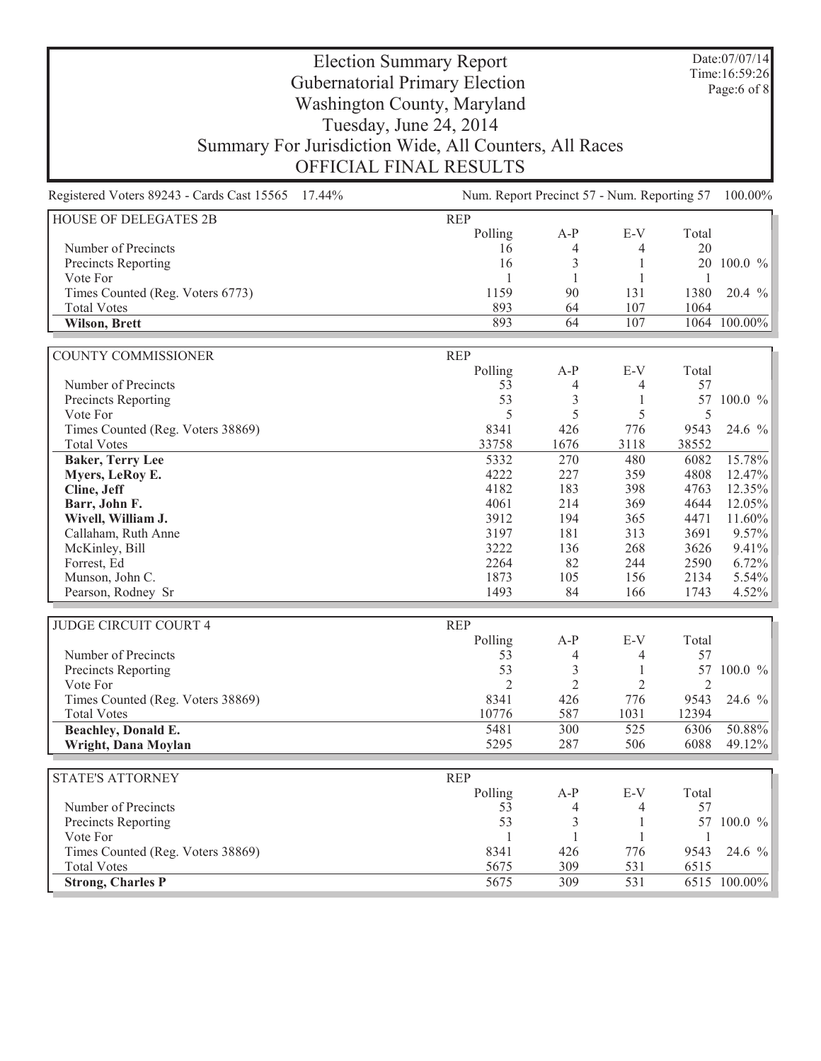# Election Summary Report
## Gubernatorial Primary Election
## Washington County, Maryland
## Tuesday, June 24, 2014
## Summary For Jurisdiction Wide, All Counters, All Races
## OFFICIAL FINAL RESULTS

Date:07/07/14
Time:16:59:26

Registered Voters 89243 - Cards Cast 15565 17.44% — Num. Report Precinct 57 - Num. Reporting 57 100.00%

| HOUSE OF DELEGATES 2B | REP | | | | |
|---|---|---|---|---|---|
| | Polling | A-P | E-V | Total | |
| Number of Precincts | 16 | 4 | 4 | 20 | |
| Precincts Reporting | 16 | 3 | 1 | 20 | 100.0 % |
| Vote For | 1 | 1 | 1 | 1 | |
| Times Counted (Reg. Voters 6773) | 1159 | 90 | 131 | 1380 | 20.4 % |
| Total Votes | 893 | 64 | 107 | 1064 | |
| **Wilson, Brett** | 893 | 64 | 107 | 1064 | 100.00% |

| COUNTY COMMISSIONER | REP | | | | |
|---|---|---|---|---|---|
| | Polling | A-P | E-V | Total | |
| Number of Precincts | 53 | 4 | 4 | 57 | |
| Precincts Reporting | 53 | 3 | 1 | 57 | 100.0 % |
| Vote For | 5 | 5 | 5 | 5 | |
| Times Counted (Reg. Voters 38869) | 8341 | 426 | 776 | 9543 | 24.6 % |
| Total Votes | 33758 | 1676 | 3118 | 38552 | |
| **Baker, Terry Lee** | 5332 | 270 | 480 | 6082 | 15.78% |
| **Myers, LeRoy E.** | 4222 | 227 | 359 | 4808 | 12.47% |
| **Cline, Jeff** | 4182 | 183 | 398 | 4763 | 12.35% |
| **Barr, John F.** | 4061 | 214 | 369 | 4644 | 12.05% |
| **Wivell, William J.** | 3912 | 194 | 365 | 4471 | 11.60% |
| Callaham, Ruth Anne | 3197 | 181 | 313 | 3691 | 9.57% |
| McKinley, Bill | 3222 | 136 | 268 | 3626 | 9.41% |
| Forrest, Ed | 2264 | 82 | 244 | 2590 | 6.72% |
| Munson, John C. | 1873 | 105 | 156 | 2134 | 5.54% |
| Pearson, Rodney Sr | 1493 | 84 | 166 | 1743 | 4.52% |

| JUDGE CIRCUIT COURT 4 | REP | | | | |
|---|---|---|---|---|---|
| | Polling | A-P | E-V | Total | |
| Number of Precincts | 53 | 4 | 4 | 57 | |
| Precincts Reporting | 53 | 3 | 1 | 57 | 100.0 % |
| Vote For | 2 | 2 | 2 | 2 | |
| Times Counted (Reg. Voters 38869) | 8341 | 426 | 776 | 9543 | 24.6 % |
| Total Votes | 10776 | 587 | 1031 | 12394 | |
| **Beachley, Donald E.** | 5481 | 300 | 525 | 6306 | 50.88% |
| **Wright, Dana Moylan** | 5295 | 287 | 506 | 6088 | 49.12% |

| STATE'S ATTORNEY | REP | | | | |
|---|---|---|---|---|---|
| | Polling | A-P | E-V | Total | |
| Number of Precincts | 53 | 4 | 4 | 57 | |
| Precincts Reporting | 53 | 3 | 1 | 57 | 100.0 % |
| Vote For | 1 | 1 | 1 | 1 | |
| Times Counted (Reg. Voters 38869) | 8341 | 426 | 776 | 9543 | 24.6 % |
| Total Votes | 5675 | 309 | 531 | 6515 | |
| **Strong, Charles P** | 5675 | 309 | 531 | 6515 | 100.00% |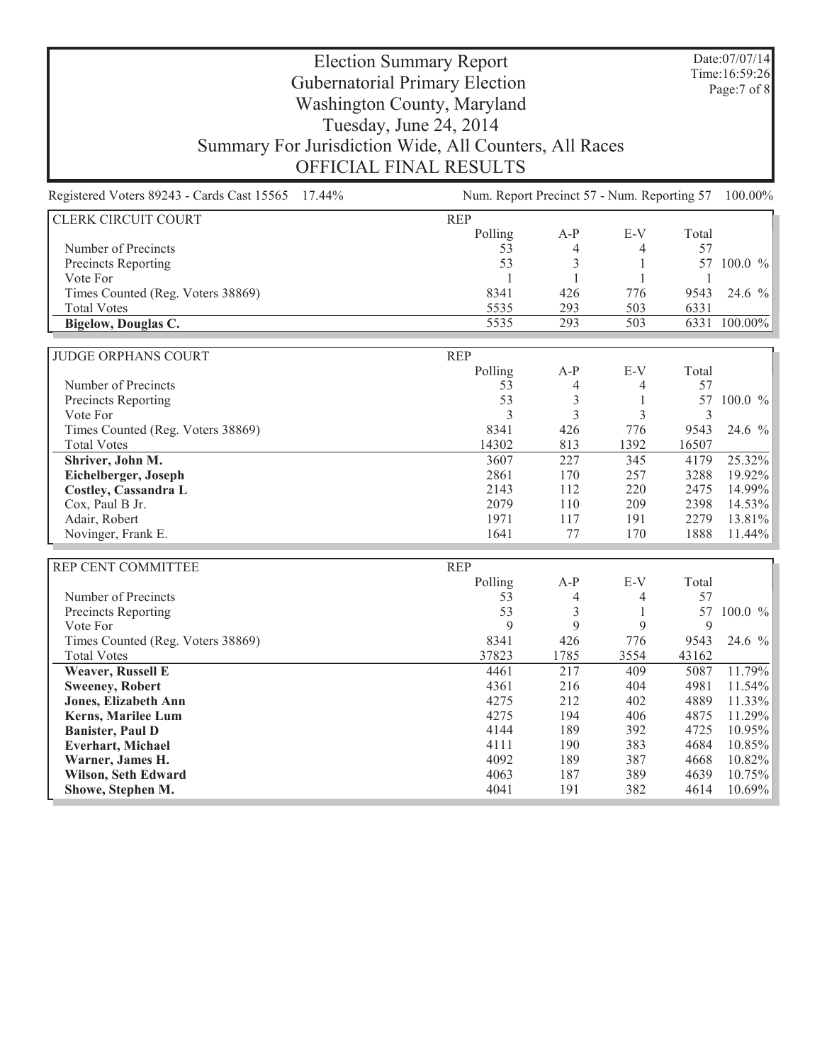# Election Summary Report
## Gubernatorial Primary Election
## Washington County, Maryland
## Tuesday, June 24, 2014
## Summary For Jurisdiction Wide, All Counters, All Races
## OFFICIAL FINAL RESULTS

Date:07/07/14
Time:16:59:26

Registered Voters 89243 - Cards Cast 15565 17.44%

Num. Report Precinct 57 - Num. Reporting 57 100.00%

| CLERK CIRCUIT COURT | REP | | | | |
|---|---|---|---|---|---|
| | Polling | A-P | E-V | Total | |
| Number of Precincts | 53 | 4 | 4 | 57 | |
| Precincts Reporting | 53 | 3 | 1 | 57 | 100.0 % |
| Vote For | 1 | 1 | 1 | 1 | |
| Times Counted (Reg. Voters 38869) | 8341 | 426 | 776 | 9543 | 24.6 % |
| Total Votes | 5535 | 293 | 503 | 6331 | |
| **Bigelow, Douglas C.** | 5535 | 293 | 503 | 6331 | 100.00% |

| JUDGE ORPHANS COURT | REP | | | | |
|---|---|---|---|---|---|
| | Polling | A-P | E-V | Total | |
| Number of Precincts | 53 | 4 | 4 | 57 | |
| Precincts Reporting | 53 | 3 | 1 | 57 | 100.0 % |
| Vote For | 3 | 3 | 3 | 3 | |
| Times Counted (Reg. Voters 38869) | 8341 | 426 | 776 | 9543 | 24.6 % |
| Total Votes | 14302 | 813 | 1392 | 16507 | |
| **Shriver, John M.** | 3607 | 227 | 345 | 4179 | 25.32% |
| **Eichelberger, Joseph** | 2861 | 170 | 257 | 3288 | 19.92% |
| **Costley, Cassandra L** | 2143 | 112 | 220 | 2475 | 14.99% |
| Cox, Paul B Jr. | 2079 | 110 | 209 | 2398 | 14.53% |
| Adair, Robert | 1971 | 117 | 191 | 2279 | 13.81% |
| Novinger, Frank E. | 1641 | 77 | 170 | 1888 | 11.44% |

| REP CENT COMMITTEE | REP | | | | |
|---|---|---|---|---|---|
| | Polling | A-P | E-V | Total | |
| Number of Precincts | 53 | 4 | 4 | 57 | |
| Precincts Reporting | 53 | 3 | 1 | 57 | 100.0 % |
| Vote For | 9 | 9 | 9 | 9 | |
| Times Counted (Reg. Voters 38869) | 8341 | 426 | 776 | 9543 | 24.6 % |
| Total Votes | 37823 | 1785 | 3554 | 43162 | |
| **Weaver, Russell E** | 4461 | 217 | 409 | 5087 | 11.79% |
| **Sweeney, Robert** | 4361 | 216 | 404 | 4981 | 11.54% |
| **Jones, Elizabeth Ann** | 4275 | 212 | 402 | 4889 | 11.33% |
| **Kerns, Marilee Lum** | 4275 | 194 | 406 | 4875 | 11.29% |
| **Banister, Paul D** | 4144 | 189 | 392 | 4725 | 10.95% |
| **Everhart, Michael** | 4111 | 190 | 383 | 4684 | 10.85% |
| **Warner, James H.** | 4092 | 189 | 387 | 4668 | 10.82% |
| **Wilson, Seth Edward** | 4063 | 187 | 389 | 4639 | 10.75% |
| **Showe, Stephen M.** | 4041 | 191 | 382 | 4614 | 10.69% |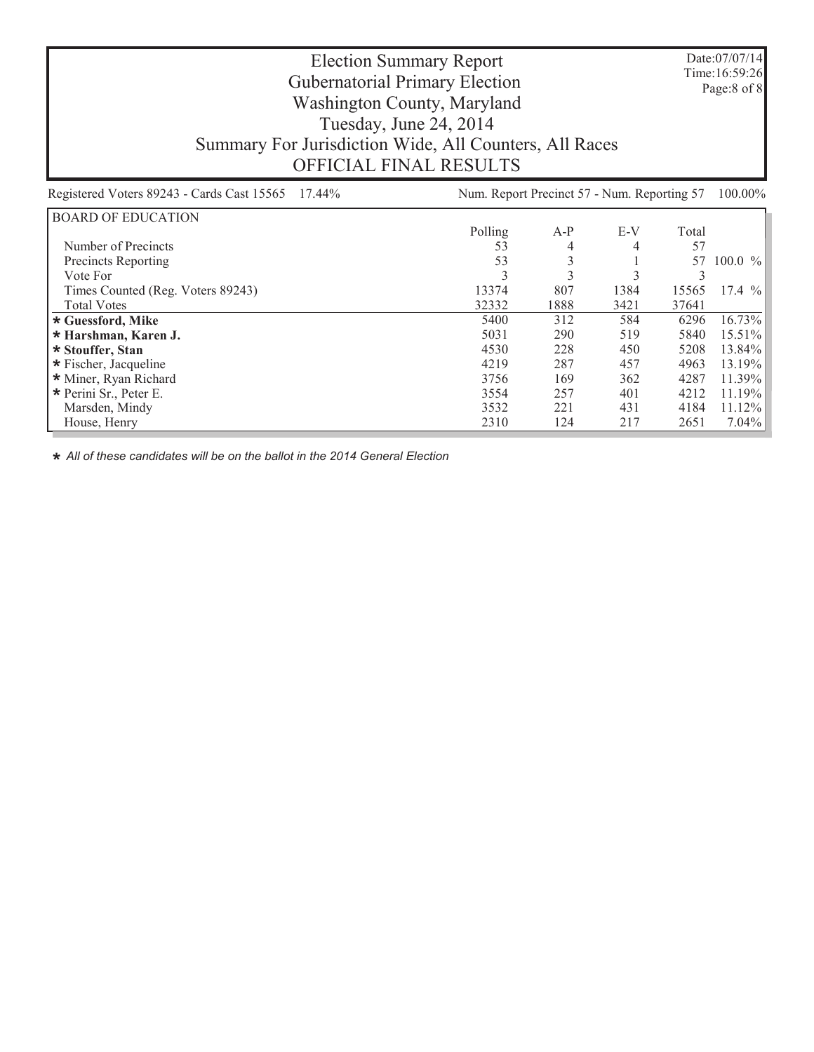# Election Summary Report
## Gubernatorial Primary Election
## Washington County, Maryland
## Tuesday, June 24, 2014
## Summary For Jurisdiction Wide, All Counters, All Races
## OFFICIAL FINAL RESULTS

Date:07/07/14
Time:16:59:26

Registered Voters 89243 - Cards Cast 15565 17.44%

Num. Report Precinct 57 - Num. Reporting 57 100.00%

| BOARD OF EDUCATION | Polling | A-P | E-V | Total | |
|---|---|---|---|---|---|
| Number of Precincts | 53 | 4 | 4 | 57 | |
| Precincts Reporting | 53 | 3 | 1 | 57 | 100.0 % |
| Vote For | 3 | 3 | 3 | 3 | |
| Times Counted (Reg. Voters 89243) | 13374 | 807 | 1384 | 15565 | 17.4 % |
| Total Votes | 32332 | 1888 | 3421 | 37641 | |
| * **Guessford, Mike** | 5400 | 312 | 584 | 6296 | 16.73% |
| * **Harshman, Karen J.** | 5031 | 290 | 519 | 5840 | 15.51% |
| * **Stouffer, Stan** | 4530 | 228 | 450 | 5208 | 13.84% |
| * Fischer, Jacqueline | 4219 | 287 | 457 | 4963 | 13.19% |
| * Miner, Ryan Richard | 3756 | 169 | 362 | 4287 | 11.39% |
| * Perini Sr., Peter E. | 3554 | 257 | 401 | 4212 | 11.19% |
| Marsden, Mindy | 3532 | 221 | 431 | 4184 | 11.12% |
| House, Henry | 2310 | 124 | 217 | 2651 | 7.04% |

* *All of these candidates will be on the ballot in the 2014 General Election*